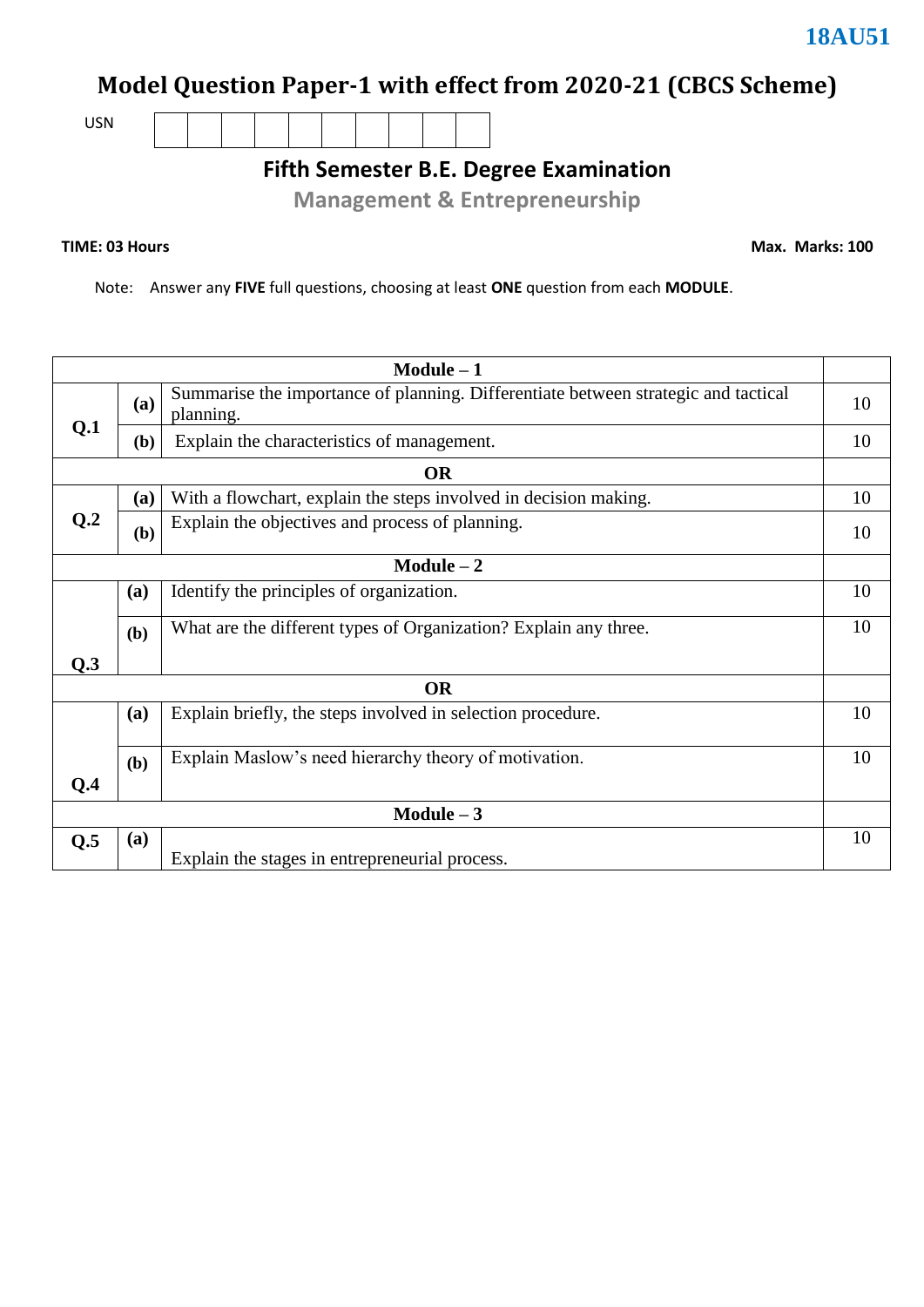**18AU51**

# Model Question Paper-1 with effect from 2020-21 (CBCS Scheme)

USN | | | | | | | | | | |

## Fifth Semester B.E. Degree Examination

## Management & Entrepreneurship

**TIME: 03 Hours** **Max. Marks: 100**

Note: Answer any **FIVE** full questions, choosing at least **ONE** question from each **MODULE**.

| | | | |
|---|---|---|---|
| | | **Module – 1** | |
| **Q.1** | **(a)** | Summarise the importance of planning. Differentiate between strategic and tactical planning. | 10 |
| | **(b)** | Explain the characteristics of management. | 10 |
| | | **OR** | |
| **Q.2** | **(a)** | With a flowchart, explain the steps involved in decision making. | 10 |
| | **(b)** | Explain the objectives and process of planning. | 10 |
| | | **Module – 2** | |
| **Q.3** | **(a)** | Identify the principles of organization. | 10 |
| | **(b)** | What are the different types of Organization? Explain any three. | 10 |
| | | **OR** | |
| **Q.4** | **(a)** | Explain briefly, the steps involved in selection procedure. | 10 |
| | **(b)** | Explain Maslow's need hierarchy theory of motivation. | 10 |
| | | **Module – 3** | |
| **Q.5** | **(a)** | Explain the stages in entrepreneurial process. | 10 |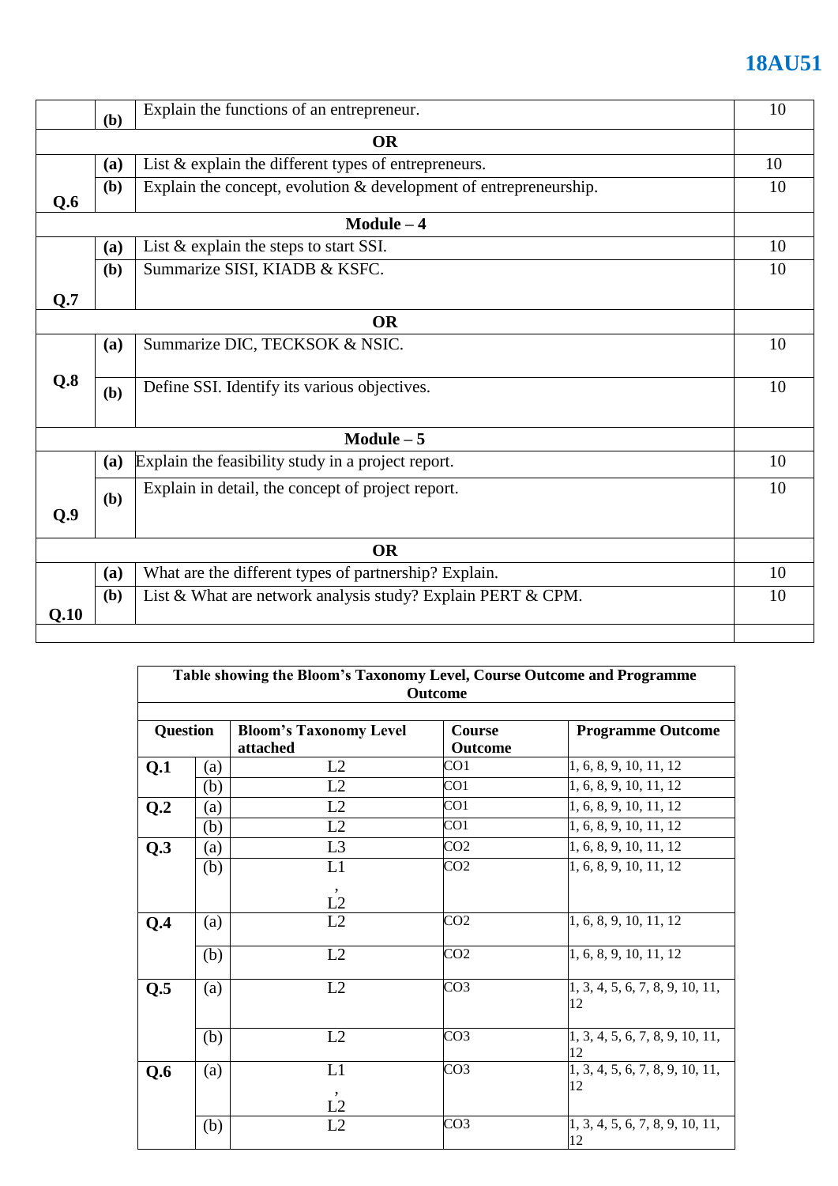| | | | |
|---|---|---|---|
| | **(b)** | Explain the functions of an entrepreneur. | 10 |
| | | **OR** | |
| **Q.6** | **(a)** | List & explain the different types of entrepreneurs. | 10 |
| | **(b)** | Explain the concept, evolution & development of entrepreneurship. | 10 |
| | | **Module – 4** | |
| **Q.7** | **(a)** | List & explain the steps to start SSI. | 10 |
| | **(b)** | Summarize SISI, KIADB & KSFC. | 10 |
| | | **OR** | |
| **Q.8** | **(a)** | Summarize DIC, TECKSOK & NSIC. | 10 |
| | **(b)** | Define SSI. Identify its various objectives. | 10 |
| | | **Module – 5** | |
| **Q.9** | **(a)** | Explain the feasibility study in a project report. | 10 |
| | **(b)** | Explain in detail, the concept of project report. | 10 |
| | | **OR** | |
| **Q.10** | **(a)** | What are the different types of partnership? Explain. | 10 |
| | **(b)** | List & What are network analysis study? Explain PERT & CPM. | 10 |

**Table showing the Bloom's Taxonomy Level, Course Outcome and Programme Outcome**

| Question | | Bloom's Taxonomy Level attached | Course Outcome | Programme Outcome |
|---|---|---|---|---|
| **Q.1** | (a) | L2 | CO1 | 1, 6, 8, 9, 10, 11, 12 |
| | (b) | L2 | CO1 | 1, 6, 8, 9, 10, 11, 12 |
| **Q.2** | (a) | L2 | CO1 | 1, 6, 8, 9, 10, 11, 12 |
| | (b) | L2 | CO1 | 1, 6, 8, 9, 10, 11, 12 |
| **Q.3** | (a) | L3 | CO2 | 1, 6, 8, 9, 10, 11, 12 |
| | (b) | L1, L2 | CO2 | 1, 6, 8, 9, 10, 11, 12 |
| **Q.4** | (a) | L2 | CO2 | 1, 6, 8, 9, 10, 11, 12 |
| | (b) | L2 | CO2 | 1, 6, 8, 9, 10, 11, 12 |
| **Q.5** | (a) | L2 | CO3 | 1, 3, 4, 5, 6, 7, 8, 9, 10, 11, 12 |
| | (b) | L2 | CO3 | 1, 3, 4, 5, 6, 7, 8, 9, 10, 11, 12 |
| **Q.6** | (a) | L1, L2 | CO3 | 1, 3, 4, 5, 6, 7, 8, 9, 10, 11, 12 |
| | (b) | L2 | CO3 | 1, 3, 4, 5, 6, 7, 8, 9, 10, 11, 12 |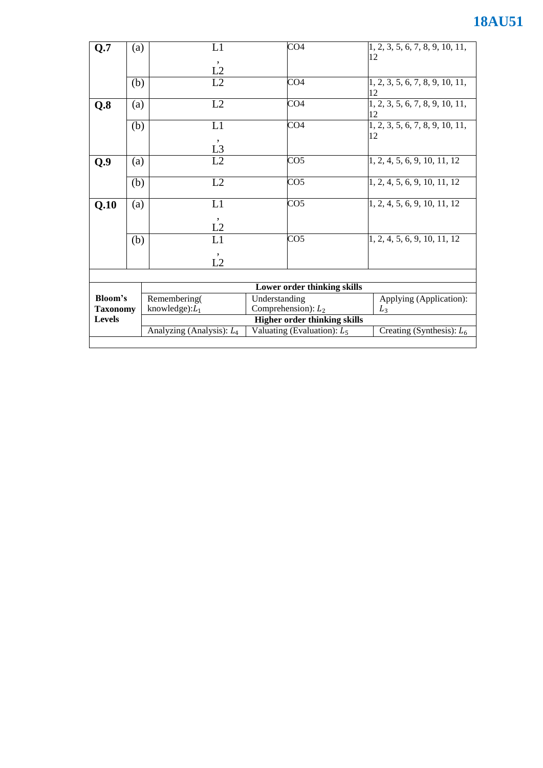| | | | | |
|---|---|---|---|---|
| **Q.7** | (a) | L1, L2 | CO4 | 1, 2, 3, 5, 6, 7, 8, 9, 10, 11, 12 |
| | (b) | L2 | CO4 | 1, 2, 3, 5, 6, 7, 8, 9, 10, 11, 12 |
| **Q.8** | (a) | L2 | CO4 | 1, 2, 3, 5, 6, 7, 8, 9, 10, 11, 12 |
| | (b) | L1, L3 | CO4 | 1, 2, 3, 5, 6, 7, 8, 9, 10, 11, 12 |
| **Q.9** | (a) | L2 | CO5 | 1, 2, 4, 5, 6, 9, 10, 11, 12 |
| | (b) | L2 | CO5 | 1, 2, 4, 5, 6, 9, 10, 11, 12 |
| **Q.10** | (a) | L1, L2 | CO5 | 1, 2, 4, 5, 6, 9, 10, 11, 12 |
| | (b) | L1, L2 | CO5 | 1, 2, 4, 5, 6, 9, 10, 11, 12 |

| | | | |
|---|---|---|---|
| **Bloom's Taxonomy Levels** | **Lower order thinking skills** | | |
| | Remembering( knowledge): $L_1$ | Understanding Comprehension): $L_2$ | Applying (Application): $L_3$ |
| | **Higher order thinking skills** | | |
| | Analyzing (Analysis): $L_4$ | Valuating (Evaluation): $L_5$ | Creating (Synthesis): $L_6$ |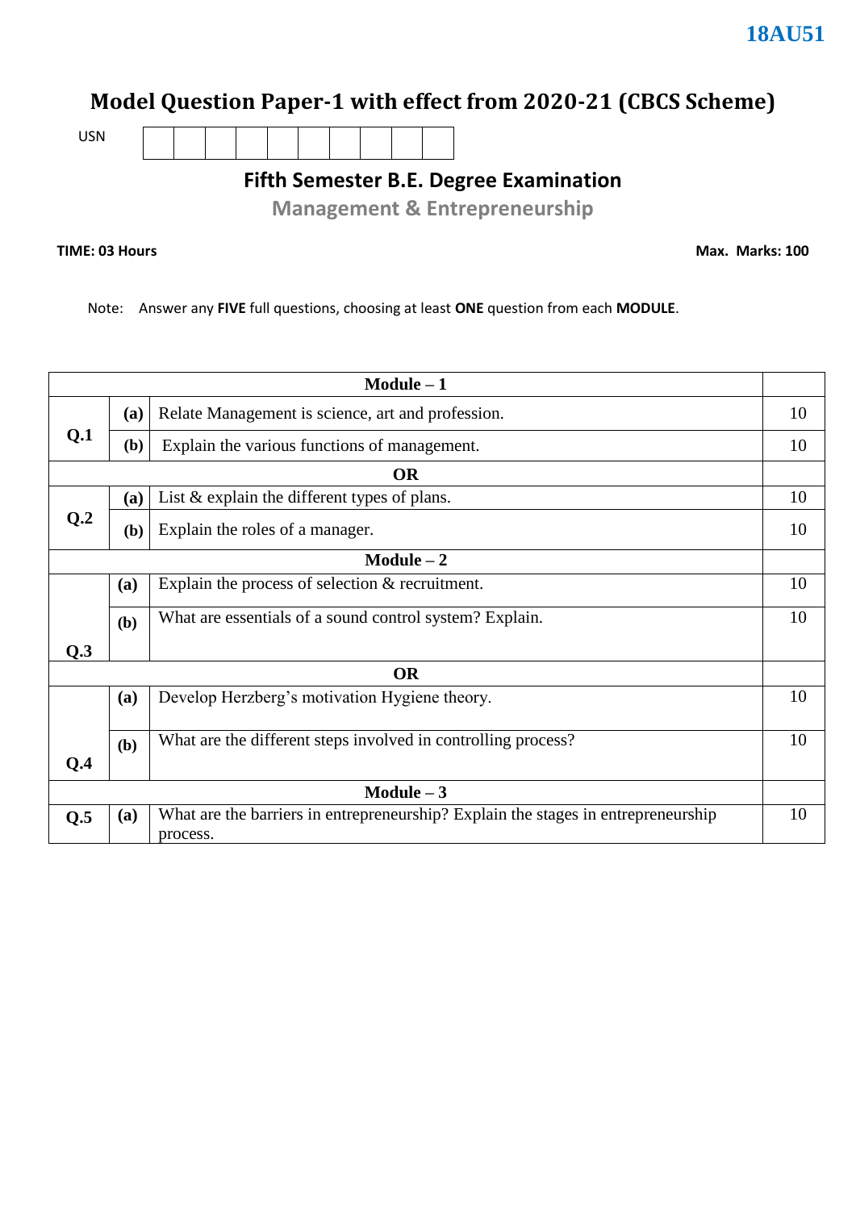**18AU51**

# Model Question Paper-1 with effect from 2020-21 (CBCS Scheme)

USN | | | | | | | | | | |

## Fifth Semester B.E. Degree Examination

### Management & Entrepreneurship

**TIME: 03 Hours** **Max. Marks: 100**

Note: Answer any **FIVE** full questions, choosing at least **ONE** question from each **MODULE**.

| | | **Module – 1** | |
|---|---|---|---|
| **Q.1** | **(a)** | Relate Management is science, art and profession. | 10 |
| | **(b)** | Explain the various functions of management. | 10 |
| | | **OR** | |
| **Q.2** | **(a)** | List & explain the different types of plans. | 10 |
| | **(b)** | Explain the roles of a manager. | 10 |
| | | **Module – 2** | |
| **Q.3** | **(a)** | Explain the process of selection & recruitment. | 10 |
| | **(b)** | What are essentials of a sound control system? Explain. | 10 |
| | | **OR** | |
| **Q.4** | **(a)** | Develop Herzberg's motivation Hygiene theory. | 10 |
| | **(b)** | What are the different steps involved in controlling process? | 10 |
| | | **Module – 3** | |
| **Q.5** | **(a)** | What are the barriers in entrepreneurship? Explain the stages in entrepreneurship process. | 10 |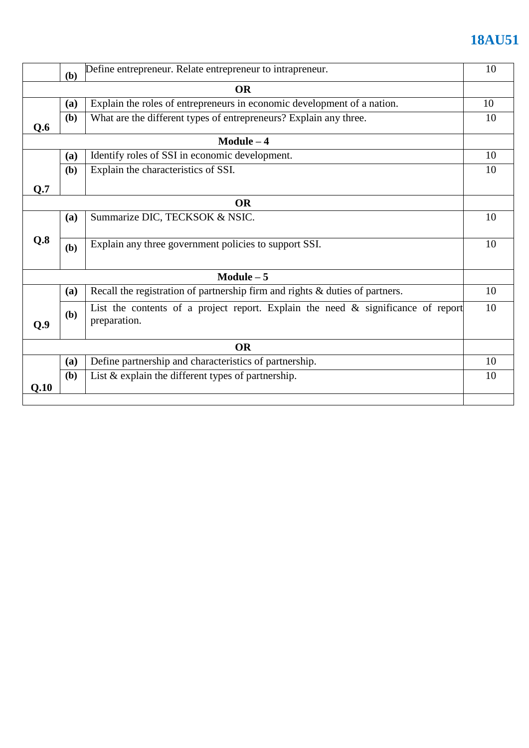| | | | |
|---|---|---|---|
| | **(b)** | Define entrepreneur. Relate entrepreneur to intrapreneur. | 10 |
| **OR** | | | |
| **Q.6** | **(a)** | Explain the roles of entrepreneurs in economic development of a nation. | 10 |
| | **(b)** | What are the different types of entrepreneurs? Explain any three. | 10 |
| **Module – 4** | | | |
| **Q.7** | **(a)** | Identify roles of SSI in economic development. | 10 |
| | **(b)** | Explain the characteristics of SSI. | 10 |
| **OR** | | | |
| **Q.8** | **(a)** | Summarize DIC, TECKSOK & NSIC. | 10 |
| | **(b)** | Explain any three government policies to support SSI. | 10 |
| **Module – 5** | | | |
| **Q.9** | **(a)** | Recall the registration of partnership firm and rights & duties of partners. | 10 |
| | **(b)** | List the contents of a project report. Explain the need & significance of report preparation. | 10 |
| **OR** | | | |
| **Q.10** | **(a)** | Define partnership and characteristics of partnership. | 10 |
| | **(b)** | List & explain the different types of partnership. | 10 |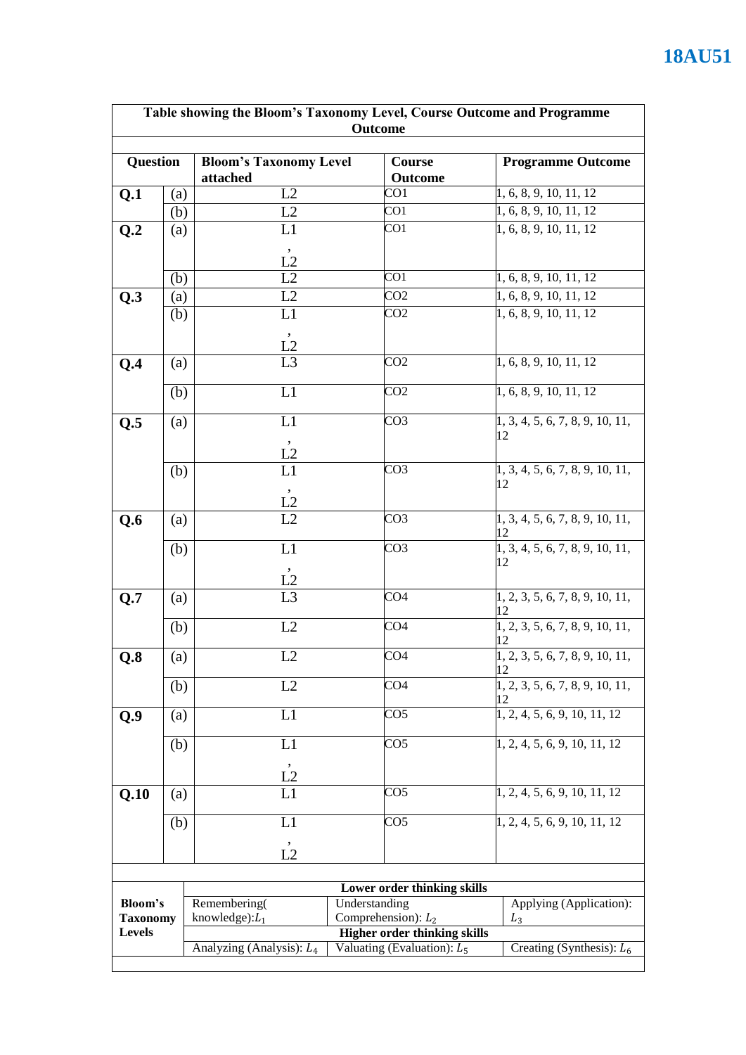| Table showing the Bloom's Taxonomy Level, Course Outcome and Programme Outcome | | | | |
|---|---|---|---|---|
| **Question** | | **Bloom's Taxonomy Level attached** | **Course Outcome** | **Programme Outcome** |
| **Q.1** | (a) | L2 | CO1 | 1, 6, 8, 9, 10, 11, 12 |
| | (b) | L2 | CO1 | 1, 6, 8, 9, 10, 11, 12 |
| **Q.2** | (a) | L1, L2 | CO1 | 1, 6, 8, 9, 10, 11, 12 |
| | (b) | L2 | CO1 | 1, 6, 8, 9, 10, 11, 12 |
| **Q.3** | (a) | L2 | CO2 | 1, 6, 8, 9, 10, 11, 12 |
| | (b) | L1, L2 | CO2 | 1, 6, 8, 9, 10, 11, 12 |
| **Q.4** | (a) | L3 | CO2 | 1, 6, 8, 9, 10, 11, 12 |
| | (b) | L1 | CO2 | 1, 6, 8, 9, 10, 11, 12 |
| **Q.5** | (a) | L1, L2 | CO3 | 1, 3, 4, 5, 6, 7, 8, 9, 10, 11, 12 |
| | (b) | L1, L2 | CO3 | 1, 3, 4, 5, 6, 7, 8, 9, 10, 11, 12 |
| **Q.6** | (a) | L2 | CO3 | 1, 3, 4, 5, 6, 7, 8, 9, 10, 11, 12 |
| | (b) | L1, L2 | CO3 | 1, 3, 4, 5, 6, 7, 8, 9, 10, 11, 12 |
| **Q.7** | (a) | L3 | CO4 | 1, 2, 3, 5, 6, 7, 8, 9, 10, 11, 12 |
| | (b) | L2 | CO4 | 1, 2, 3, 5, 6, 7, 8, 9, 10, 11, 12 |
| **Q.8** | (a) | L2 | CO4 | 1, 2, 3, 5, 6, 7, 8, 9, 10, 11, 12 |
| | (b) | L2 | CO4 | 1, 2, 3, 5, 6, 7, 8, 9, 10, 11, 12 |
| **Q.9** | (a) | L1 | CO5 | 1, 2, 4, 5, 6, 9, 10, 11, 12 |
| | (b) | L1, L2 | CO5 | 1, 2, 4, 5, 6, 9, 10, 11, 12 |
| **Q.10** | (a) | L1 | CO5 | 1, 2, 4, 5, 6, 9, 10, 11, 12 |
| | (b) | L1, L2 | CO5 | 1, 2, 4, 5, 6, 9, 10, 11, 12 |

| | | | |
|---|---|---|---|
| **Bloom's Taxonomy Levels** | **Lower order thinking skills** | | |
| | Remembering( knowledge): $L_1$ | Understanding Comprehension): $L_2$ | Applying (Application): $L_3$ |
| | **Higher order thinking skills** | | |
| | Analyzing (Analysis): $L_4$ | Valuating (Evaluation): $L_5$ | Creating (Synthesis): $L_6$ |